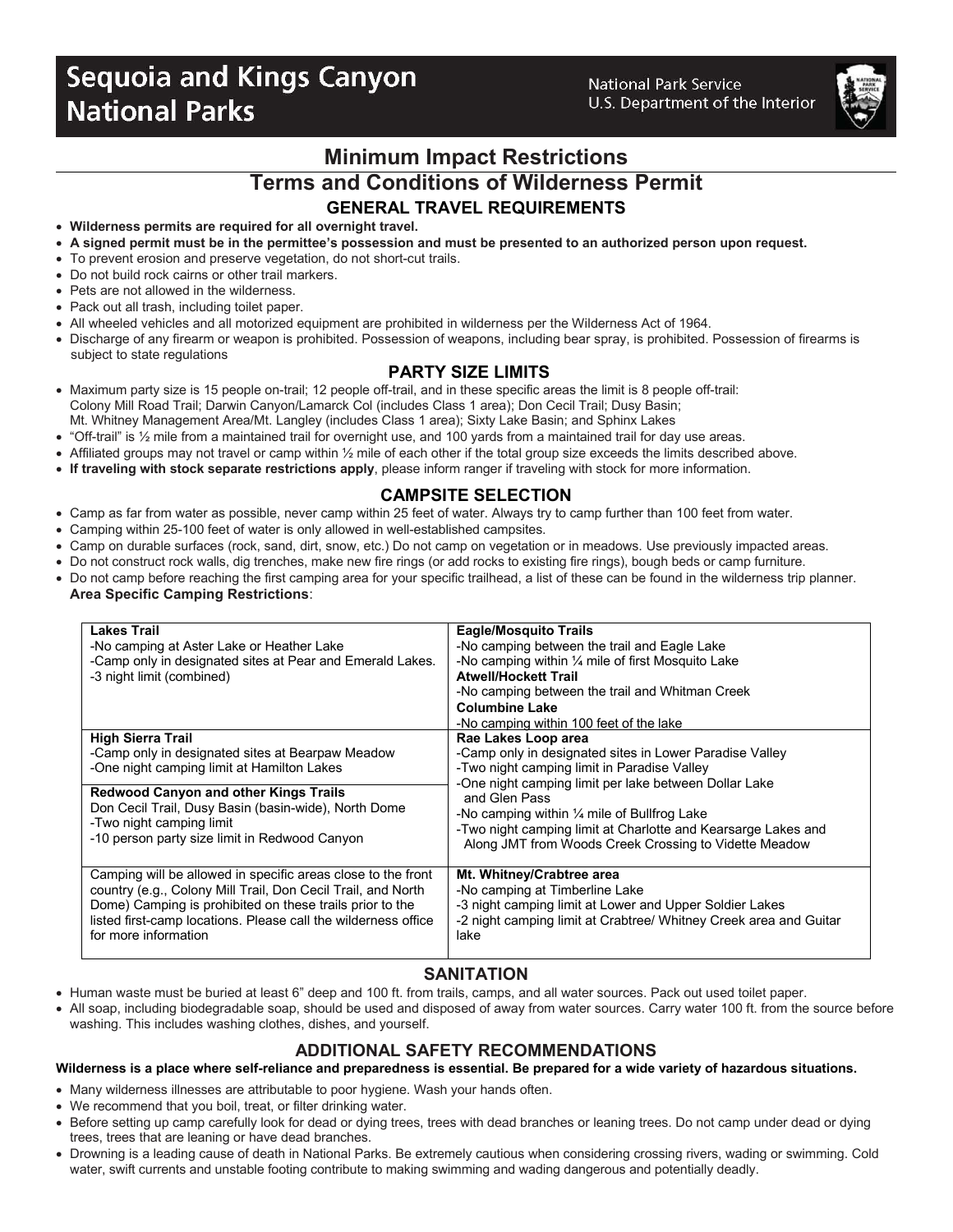# Sequoia and Kings Canyon National Parks

National Park Service
U.S. Department of the Interior

## Minimum Impact Restrictions

## Terms and Conditions of Wilderness Permit

### GENERAL TRAVEL REQUIREMENTS

- **Wilderness permits are required for all overnight travel.**
- **A signed permit must be in the permittee's possession and must be presented to an authorized person upon request.**
- To prevent erosion and preserve vegetation, do not short-cut trails.
- Do not build rock cairns or other trail markers.
- Pets are not allowed in the wilderness.
- Pack out all trash, including toilet paper.
- All wheeled vehicles and all motorized equipment are prohibited in wilderness per the Wilderness Act of 1964.
- Discharge of any firearm or weapon is prohibited. Possession of weapons, including bear spray, is prohibited. Possession of firearms is subject to state regulations

### PARTY SIZE LIMITS

- Maximum party size is 15 people on-trail; 12 people off-trail, and in these specific areas the limit is 8 people off-trail: Colony Mill Road Trail; Darwin Canyon/Lamarck Col (includes Class 1 area); Don Cecil Trail; Dusy Basin; Mt. Whitney Management Area/Mt. Langley (includes Class 1 area); Sixty Lake Basin; and Sphinx Lakes
- "Off-trail" is ½ mile from a maintained trail for overnight use, and 100 yards from a maintained trail for day use areas.
- Affiliated groups may not travel or camp within ½ mile of each other if the total group size exceeds the limits described above.
- **If traveling with stock separate restrictions apply**, please inform ranger if traveling with stock for more information.

### CAMPSITE SELECTION

- Camp as far from water as possible, never camp within 25 feet of water. Always try to camp further than 100 feet from water.
- Camping within 25-100 feet of water is only allowed in well-established campsites.
- Camp on durable surfaces (rock, sand, dirt, snow, etc.) Do not camp on vegetation or in meadows. Use previously impacted areas.
- Do not construct rock walls, dig trenches, make new fire rings (or add rocks to existing fire rings), bough beds or camp furniture.
- Do not camp before reaching the first camping area for your specific trailhead, a list of these can be found in the wilderness trip planner. **Area Specific Camping Restrictions**:

| | |
|---|---|
| **Lakes Trail**<br>-No camping at Aster Lake or Heather Lake<br>-Camp only in designated sites at Pear and Emerald Lakes.<br>-3 night limit (combined) | **Eagle/Mosquito Trails**<br>-No camping between the trail and Eagle Lake<br>-No camping within ¼ mile of first Mosquito Lake<br>**Atwell/Hockett Trail**<br>-No camping between the trail and Whitman Creek<br>**Columbine Lake**<br>-No camping within 100 feet of the lake |
| **High Sierra Trail**<br>-Camp only in designated sites at Bearpaw Meadow<br>-One night camping limit at Hamilton Lakes<br>**Redwood Canyon and other Kings Trails**<br>Don Cecil Trail, Dusy Basin (basin-wide), North Dome<br>-Two night camping limit<br>-10 person party size limit in Redwood Canyon | **Rae Lakes Loop area**<br>-Camp only in designated sites in Lower Paradise Valley<br>-Two night camping limit in Paradise Valley<br>-One night camping limit per lake between Dollar Lake and Glen Pass<br>-No camping within ¼ mile of Bullfrog Lake<br>-Two night camping limit at Charlotte and Kearsarge Lakes and Along JMT from Woods Creek Crossing to Vidette Meadow |
| Camping will be allowed in specific areas close to the front country (e.g., Colony Mill Trail, Don Cecil Trail, and North Dome) Camping is prohibited on these trails prior to the listed first-camp locations. Please call the wilderness office for more information | **Mt. Whitney/Crabtree area**<br>-No camping at Timberline Lake<br>-3 night camping limit at Lower and Upper Soldier Lakes<br>-2 night camping limit at Crabtree/ Whitney Creek area and Guitar lake |

### SANITATION

- Human waste must be buried at least 6" deep and 100 ft. from trails, camps, and all water sources. Pack out used toilet paper.
- All soap, including biodegradable soap, should be used and disposed of away from water sources. Carry water 100 ft. from the source before washing. This includes washing clothes, dishes, and yourself.

### ADDITIONAL SAFETY RECOMMENDATIONS

**Wilderness is a place where self-reliance and preparedness is essential. Be prepared for a wide variety of hazardous situations.**

- Many wilderness illnesses are attributable to poor hygiene. Wash your hands often.
- We recommend that you boil, treat, or filter drinking water.
- Before setting up camp carefully look for dead or dying trees, trees with dead branches or leaning trees. Do not camp under dead or dying trees, trees that are leaning or have dead branches.
- Drowning is a leading cause of death in National Parks. Be extremely cautious when considering crossing rivers, wading or swimming. Cold water, swift currents and unstable footing contribute to making swimming and wading dangerous and potentially deadly.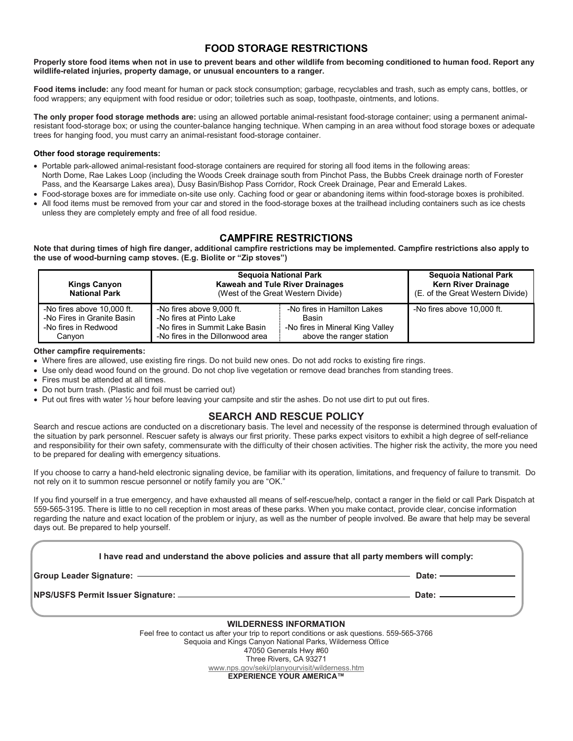## FOOD STORAGE RESTRICTIONS

**Properly store food items when not in use to prevent bears and other wildlife from becoming conditioned to human food. Report any wildlife-related injuries, property damage, or unusual encounters to a ranger.**

**Food items include:** any food meant for human or pack stock consumption; garbage, recyclables and trash, such as empty cans, bottles, or food wrappers; any equipment with food residue or odor; toiletries such as soap, toothpaste, ointments, and lotions.

**The only proper food storage methods are:** using an allowed portable animal-resistant food-storage container; using a permanent animal-resistant food-storage box; or using the counter-balance hanging technique. When camping in an area without food storage boxes or adequate trees for hanging food, you must carry an animal-resistant food-storage container.

**Other food storage requirements:**

- Portable park-allowed animal-resistant food-storage containers are required for storing all food items in the following areas: North Dome, Rae Lakes Loop (including the Woods Creek drainage south from Pinchot Pass, the Bubbs Creek drainage north of Forester Pass, and the Kearsarge Lakes area), Dusy Basin/Bishop Pass Corridor, Rock Creek Drainage, Pear and Emerald Lakes.
- Food-storage boxes are for immediate on-site use only. Caching food or gear or abandoning items within food-storage boxes is prohibited.
- All food items must be removed from your car and stored in the food-storage boxes at the trailhead including containers such as ice chests unless they are completely empty and free of all food residue.

## CAMPFIRE RESTRICTIONS

**Note that during times of high fire danger, additional campfire restrictions may be implemented. Campfire restrictions also apply to the use of wood-burning camp stoves. (E.g. Biolite or "Zip stoves")**

| **Kings Canyon National Park** | **Sequoia National Park Kaweah and Tule River Drainages** (West of the Great Western Divide) | | **Sequoia National Park Kern River Drainage** (E. of the Great Western Divide) |
|---|---|---|---|
| -No fires above 10,000 ft.<br>-No Fires in Granite Basin<br>-No fires in Redwood Canyon | -No fires above 9,000 ft.<br>-No fires at Pinto Lake<br>-No fires in Summit Lake Basin<br>-No fires in the Dillonwood area | -No fires in Hamilton Lakes Basin<br>-No fires in Mineral King Valley above the ranger station | -No fires above 10,000 ft. |

**Other campfire requirements:**

- Where fires are allowed, use existing fire rings. Do not build new ones. Do not add rocks to existing fire rings.
- Use only dead wood found on the ground. Do not chop live vegetation or remove dead branches from standing trees.
- Fires must be attended at all times.
- Do not burn trash. (Plastic and foil must be carried out)
- Put out fires with water ½ hour before leaving your campsite and stir the ashes. Do not use dirt to put out fires.

## SEARCH AND RESCUE POLICY

Search and rescue actions are conducted on a discretionary basis. The level and necessity of the response is determined through evaluation of the situation by park personnel. Rescuer safety is always our first priority. These parks expect visitors to exhibit a high degree of self-reliance and responsibility for their own safety, commensurate with the difficulty of their chosen activities. The higher risk the activity, the more you need to be prepared for dealing with emergency situations.

If you choose to carry a hand-held electronic signaling device, be familiar with its operation, limitations, and frequency of failure to transmit. Do not rely on it to summon rescue personnel or notify family you are "OK."

If you find yourself in a true emergency, and have exhausted all means of self-rescue/help, contact a ranger in the field or call Park Dispatch at 559-565-3195. There is little to no cell reception in most areas of these parks. When you make contact, provide clear, concise information regarding the nature and exact location of the problem or injury, as well as the number of people involved. Be aware that help may be several days out. Be prepared to help yourself.

**I have read and understand the above policies and assure that all party members will comply:**

**Group Leader Signature:** ______________________________ **Date:** ____________

**NPS/USFS Permit Issuer Signature:** ______________________________ **Date:** ____________

**WILDERNESS INFORMATION**

Feel free to contact us after your trip to report conditions or ask questions. 559-565-3766
Sequoia and Kings Canyon National Parks, Wilderness Office
47050 Generals Hwy #60
Three Rivers, CA 93271
www.nps.gov/seki/planyourvisit/wilderness.htm

**EXPERIENCE YOUR AMERICA™**